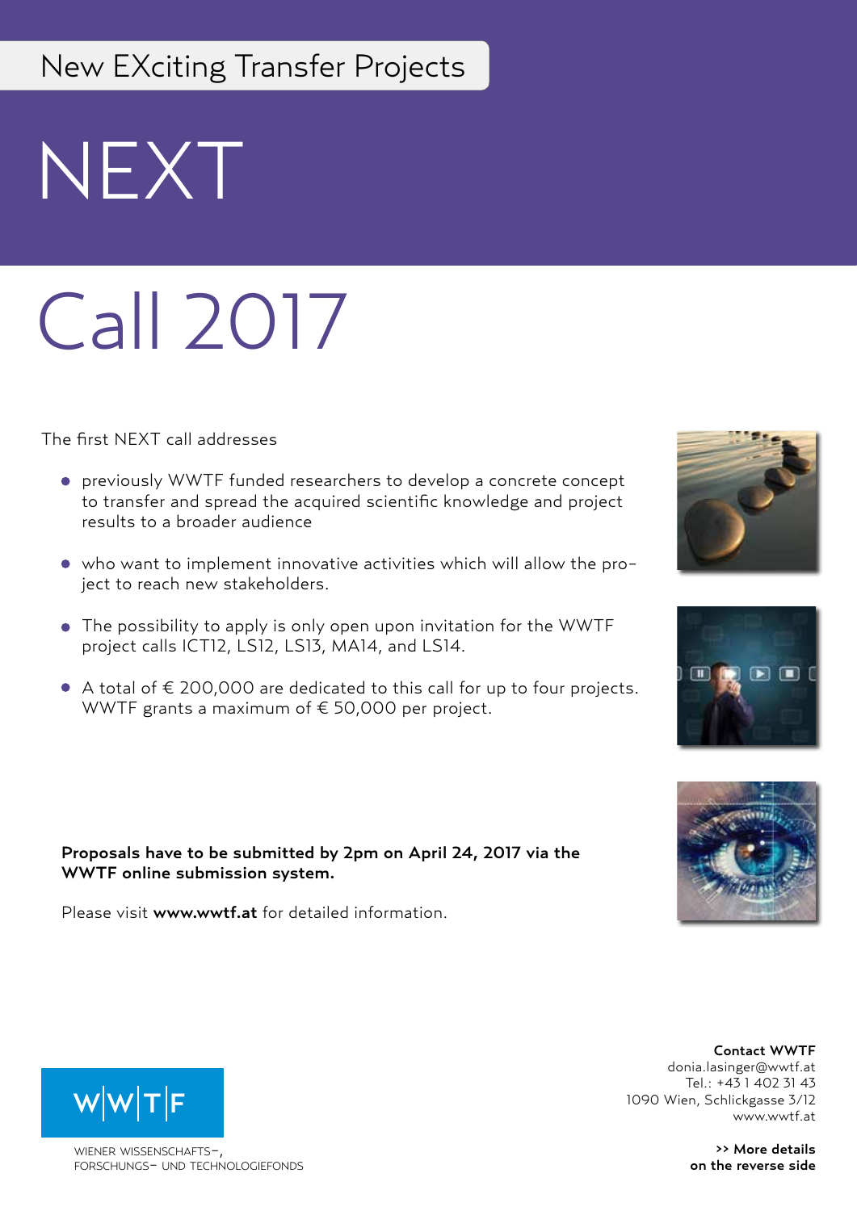New EXciting Transfer Projects

# NEXT

# Call 2017

The first NEXT call addresses

- previously WWTF funded researchers to develop a concrete concept to transfer and spread the acquired scientific knowledge and project results to a broader audience
- who want to implement innovative activities which will allow the project to reach new stakeholders.
- The possibility to apply is only open upon invitation for the WWTF project calls ICT12, LS12, LS13, MA14, and LS14.
- A total of € 200,000 are dedicated to this call for up to four projects. WWTF grants a maximum of € 50,000 per project.

**Proposals have to be submitted by 2pm on April 24, 2017 via the WWTF online submission system.**

Please visit **www.wwtf.at** for detailed information.

WWTF

WIENER WISSENSCHAFTS-, FORSCHUNGS- UND TECHNOLOGIEFONDS

**Contact WWTF**
donia.lasinger@wwtf.at
Tel.: +43 1 402 31 43
1090 Wien, Schlickgasse 3/12
www.wwtf.at

**>> More details on the reverse side**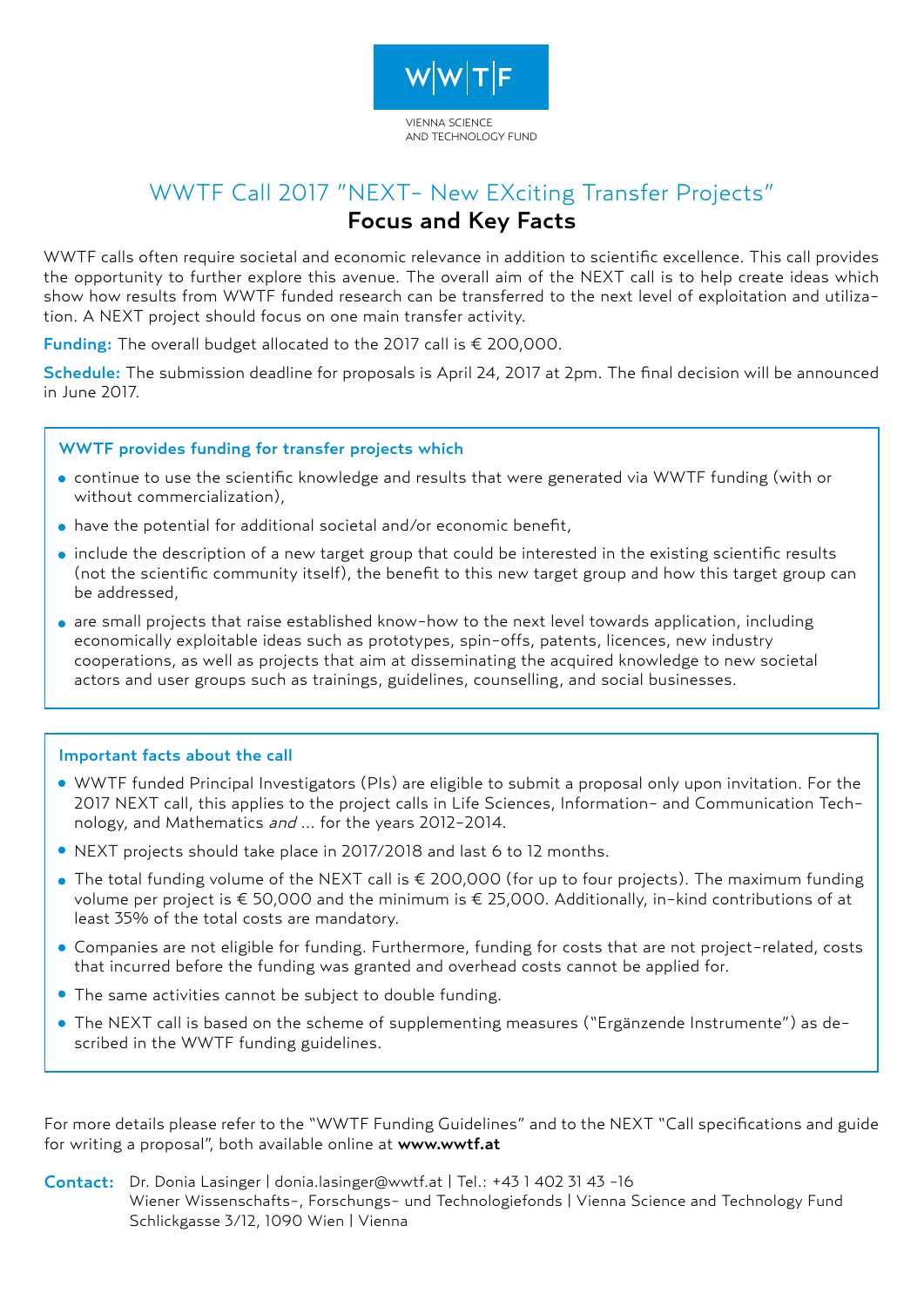W|W|T|F

VIENNA SCIENCE
AND TECHNOLOGY FUND

# WWTF Call 2017 "NEXT- New EXciting Transfer Projects"

## Focus and Key Facts

WWTF calls often require societal and economic relevance in addition to scientific excellence. This call provides the opportunity to further explore this avenue. The overall aim of the NEXT call is to help create ideas which show how results from WWTF funded research can be transferred to the next level of exploitation and utilization. A NEXT project should focus on one main transfer activity.

**Funding:** The overall budget allocated to the 2017 call is € 200,000.

**Schedule:** The submission deadline for proposals is April 24, 2017 at 2pm. The final decision will be announced in June 2017.

### WWTF provides funding for transfer projects which

- continue to use the scientific knowledge and results that were generated via WWTF funding (with or without commercialization),
- have the potential for additional societal and/or economic benefit,
- include the description of a new target group that could be interested in the existing scientific results (not the scientific community itself), the benefit to this new target group and how this target group can be addressed,
- are small projects that raise established know-how to the next level towards application, including economically exploitable ideas such as prototypes, spin-offs, patents, licences, new industry cooperations, as well as projects that aim at disseminating the acquired knowledge to new societal actors and user groups such as trainings, guidelines, counselling, and social businesses.

### Important facts about the call

- WWTF funded Principal Investigators (PIs) are eligible to submit a proposal only upon invitation. For the 2017 NEXT call, this applies to the project calls in Life Sciences, Information- and Communication Technology, and Mathematics *and* ... for the years 2012-2014.
- NEXT projects should take place in 2017/2018 and last 6 to 12 months.
- The total funding volume of the NEXT call is € 200,000 (for up to four projects). The maximum funding volume per project is € 50,000 and the minimum is € 25,000. Additionally, in-kind contributions of at least 35% of the total costs are mandatory.
- Companies are not eligible for funding. Furthermore, funding for costs that are not project-related, costs that incurred before the funding was granted and overhead costs cannot be applied for.
- The same activities cannot be subject to double funding.
- The NEXT call is based on the scheme of supplementing measures ("Ergänzende Instrumente") as described in the WWTF funding guidelines.

For more details please refer to the "WWTF Funding Guidelines" and to the NEXT "Call specifications and guide for writing a proposal", both available online at **www.wwtf.at**

**Contact:** Dr. Donia Lasinger | donia.lasinger@wwtf.at | Tel.: +43 1 402 31 43 -16
Wiener Wissenschafts-, Forschungs- und Technologiefonds | Vienna Science and Technology Fund
Schlickgasse 3/12, 1090 Wien | Vienna